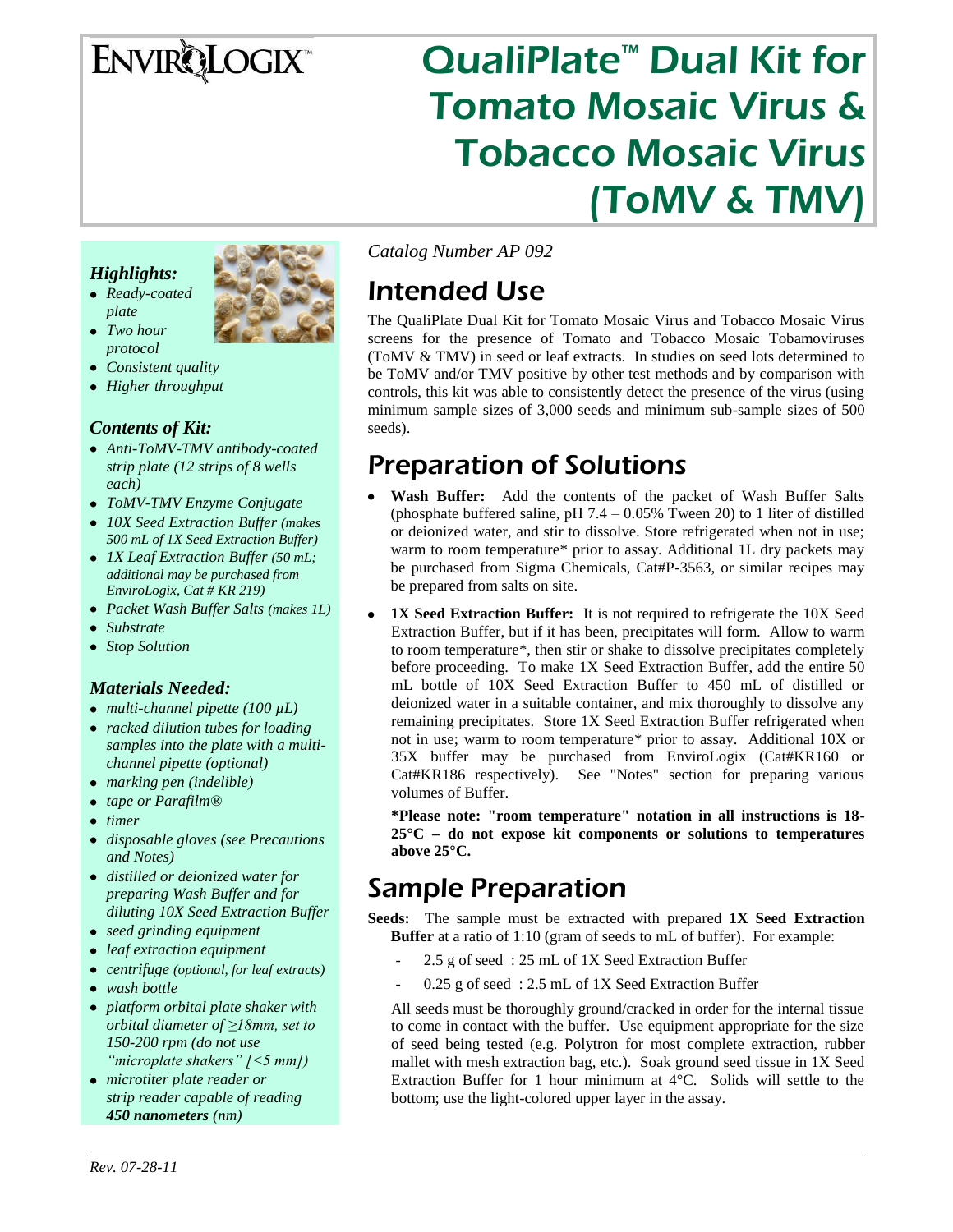ENVIROLOGIX™

# QualiPlate™ Dual Kit for Tomato Mosaic Virus & Tobacco Mosaic Virus (ToMV & TMV)

### *Highlights:*

- *Ready-coated plate*
- *Two hour protocol*
- *Consistent quality*
- *Higher throughput*

### *Contents of Kit:*

- *Anti-ToMV-TMV antibody-coated strip plate (12 strips of 8 wells each)*
- *ToMV-TMV Enzyme Conjugate*
- *10X Seed Extraction Buffer (makes 500 mL of 1X Seed Extraction Buffer)*
- *1X Leaf Extraction Buffer (50 mL; additional may be purchased from EnviroLogix, Cat # KR 219)*
- *Packet Wash Buffer Salts (makes 1L)*
- *Substrate*
- *Stop Solution*

### *Materials Needed:*

- *multi-channel pipette (100 µL)*
- *racked dilution tubes for loading samples into the plate with a multi-channel pipette (optional)*
- *marking pen (indelible)*
- *tape or Parafilm®*
- *timer*
- *disposable gloves (see Precautions and Notes)*
- *distilled or deionized water for preparing Wash Buffer and for diluting 10X Seed Extraction Buffer*
- *seed grinding equipment*
- *leaf extraction equipment*
- *centrifuge (optional, for leaf extracts)*
- *wash bottle*
- *platform orbital plate shaker with orbital diameter of ≥18mm, set to 150-200 rpm (do not use "microplate shakers" [<5 mm])*
- *microtiter plate reader or strip reader capable of reading **450 nanometers** (nm)*

*Catalog Number AP 092*

## Intended Use

The QualiPlate Dual Kit for Tomato Mosaic Virus and Tobacco Mosaic Virus screens for the presence of Tomato and Tobacco Mosaic Tobamoviruses (ToMV & TMV) in seed or leaf extracts. In studies on seed lots determined to be ToMV and/or TMV positive by other test methods and by comparison with controls, this kit was able to consistently detect the presence of the virus (using minimum sample sizes of 3,000 seeds and minimum sub-sample sizes of 500 seeds).

## Preparation of Solutions

- **Wash Buffer:** Add the contents of the packet of Wash Buffer Salts (phosphate buffered saline, pH 7.4 – 0.05% Tween 20) to 1 liter of distilled or deionized water, and stir to dissolve. Store refrigerated when not in use; warm to room temperature* prior to assay. Additional 1L dry packets may be purchased from Sigma Chemicals, Cat#P-3563, or similar recipes may be prepared from salts on site.
- **1X Seed Extraction Buffer:** It is not required to refrigerate the 10X Seed Extraction Buffer, but if it has been, precipitates will form. Allow to warm to room temperature*, then stir or shake to dissolve precipitates completely before proceeding. To make 1X Seed Extraction Buffer, add the entire 50 mL bottle of 10X Seed Extraction Buffer to 450 mL of distilled or deionized water in a suitable container, and mix thoroughly to dissolve any remaining precipitates. Store 1X Seed Extraction Buffer refrigerated when not in use; warm to room temperature* prior to assay. Additional 10X or 35X buffer may be purchased from EnviroLogix (Cat#KR160 or Cat#KR186 respectively). See "Notes" section for preparing various volumes of Buffer.

  **\*Please note: "room temperature" notation in all instructions is 18-25°C – do not expose kit components or solutions to temperatures above 25°C.**

## Sample Preparation

**Seeds:** The sample must be extracted with prepared **1X Seed Extraction Buffer** at a ratio of 1:10 (gram of seeds to mL of buffer). For example:

- 2.5 g of seed : 25 mL of 1X Seed Extraction Buffer
- 0.25 g of seed : 2.5 mL of 1X Seed Extraction Buffer

All seeds must be thoroughly ground/cracked in order for the internal tissue to come in contact with the buffer. Use equipment appropriate for the size of seed being tested (e.g. Polytron for most complete extraction, rubber mallet with mesh extraction bag, etc.). Soak ground seed tissue in 1X Seed Extraction Buffer for 1 hour minimum at 4°C. Solids will settle to the bottom; use the light-colored upper layer in the assay.

*Rev. 07-28-11*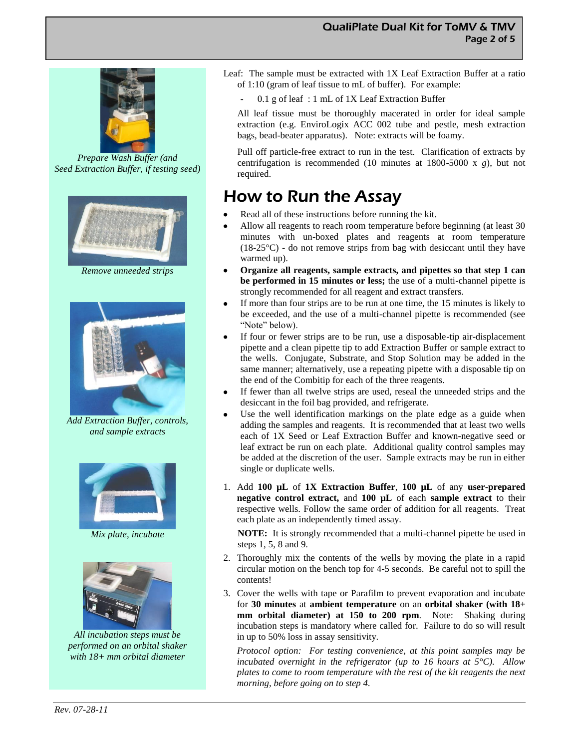*Prepare Wash Buffer (and Seed Extraction Buffer, if testing seed)*

*Remove unneeded strips*

*Add Extraction Buffer, controls, and sample extracts*

*Mix plate, incubate*

*All incubation steps must be performed on an orbital shaker with 18+ mm orbital diameter*

Leaf: The sample must be extracted with 1X Leaf Extraction Buffer at a ratio of 1:10 (gram of leaf tissue to mL of buffer). For example:

- 0.1 g of leaf : 1 mL of 1X Leaf Extraction Buffer

All leaf tissue must be thoroughly macerated in order for ideal sample extraction (e.g. EnviroLogix ACC 002 tube and pestle, mesh extraction bags, bead-beater apparatus). Note: extracts will be foamy.

Pull off particle-free extract to run in the test. Clarification of extracts by centrifugation is recommended (10 minutes at 1800-5000 x *g*), but not required.

# How to Run the Assay

- Read all of these instructions before running the kit.
- Allow all reagents to reach room temperature before beginning (at least 30 minutes with un-boxed plates and reagents at room temperature (18-25°C) - do not remove strips from bag with desiccant until they have warmed up).
- **Organize all reagents, sample extracts, and pipettes so that step 1 can be performed in 15 minutes or less;** the use of a multi-channel pipette is strongly recommended for all reagent and extract transfers.
- If more than four strips are to be run at one time, the 15 minutes is likely to be exceeded, and the use of a multi-channel pipette is recommended (see "Note" below).
- If four or fewer strips are to be run, use a disposable-tip air-displacement pipette and a clean pipette tip to add Extraction Buffer or sample extract to the wells. Conjugate, Substrate, and Stop Solution may be added in the same manner; alternatively, use a repeating pipette with a disposable tip on the end of the Combitip for each of the three reagents.
- If fewer than all twelve strips are used, reseal the unneeded strips and the desiccant in the foil bag provided, and refrigerate.
- Use the well identification markings on the plate edge as a guide when adding the samples and reagents. It is recommended that at least two wells each of 1X Seed or Leaf Extraction Buffer and known-negative seed or leaf extract be run on each plate. Additional quality control samples may be added at the discretion of the user. Sample extracts may be run in either single or duplicate wells.

1. Add **100 µL** of **1X Extraction Buffer**, **100 µL** of any **user-prepared negative control extract,** and **100 µL** of each **sample extract** to their respective wells. Follow the same order of addition for all reagents. Treat each plate as an independently timed assay.

   **NOTE:** It is strongly recommended that a multi-channel pipette be used in steps 1, 5, 8 and 9.

2. Thoroughly mix the contents of the wells by moving the plate in a rapid circular motion on the bench top for 4-5 seconds. Be careful not to spill the contents!

3. Cover the wells with tape or Parafilm to prevent evaporation and incubate for **30 minutes** at **ambient temperature** on an **orbital shaker (with 18+ mm orbital diameter) at 150 to 200 rpm**. Note: Shaking during incubation steps is mandatory where called for. Failure to do so will result in up to 50% loss in assay sensitivity.

   *Protocol option: For testing convenience, at this point samples may be incubated overnight in the refrigerator (up to 16 hours at 5°C). Allow plates to come to room temperature with the rest of the kit reagents the next morning, before going on to step 4.*

*Rev. 07-28-11*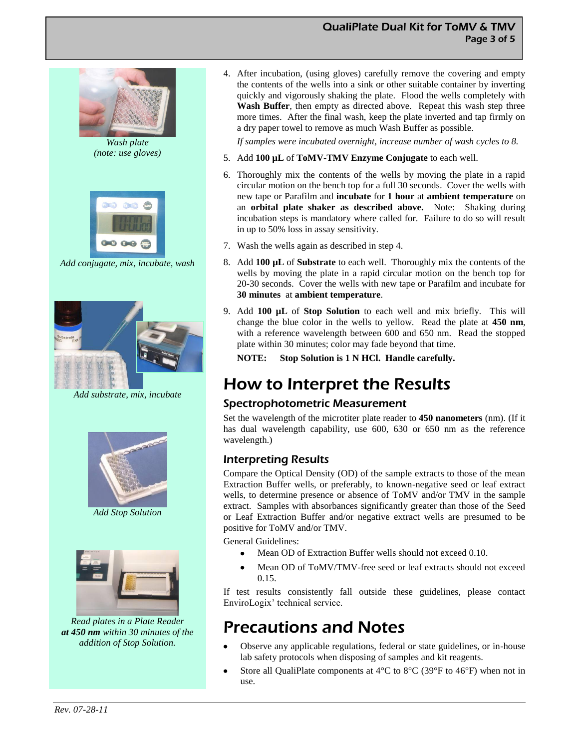Wash plate
(note: use gloves)

Add conjugate, mix, incubate, wash

Add substrate, mix, incubate

Add Stop Solution

Read plates in a Plate Reader **at 450 nm** within 30 minutes of the addition of Stop Solution.

4. After incubation, (using gloves) carefully remove the covering and empty the contents of the wells into a sink or other suitable container by inverting quickly and vigorously shaking the plate. Flood the wells completely with **Wash Buffer**, then empty as directed above. Repeat this wash step three more times. After the final wash, keep the plate inverted and tap firmly on a dry paper towel to remove as much Wash Buffer as possible.

   *If samples were incubated overnight, increase number of wash cycles to 8.*

5. Add **100 µL** of **ToMV-TMV Enzyme Conjugate** to each well.

6. Thoroughly mix the contents of the wells by moving the plate in a rapid circular motion on the bench top for a full 30 seconds. Cover the wells with new tape or Parafilm and **incubate** for **1 hour** at **ambient temperature** on an **orbital plate shaker as described above.** Note: Shaking during incubation steps is mandatory where called for. Failure to do so will result in up to 50% loss in assay sensitivity.

7. Wash the wells again as described in step 4.

8. Add **100 µL** of **Substrate** to each well. Thoroughly mix the contents of the wells by moving the plate in a rapid circular motion on the bench top for 20-30 seconds. Cover the wells with new tape or Parafilm and incubate for **30 minutes** at **ambient temperature**.

9. Add **100 µL** of **Stop Solution** to each well and mix briefly. This will change the blue color in the wells to yellow. Read the plate at **450 nm**, with a reference wavelength between 600 and 650 nm. Read the stopped plate within 30 minutes; color may fade beyond that time.

   **NOTE: Stop Solution is 1 N HCl. Handle carefully.**

# How to Interpret the Results

## Spectrophotometric Measurement

Set the wavelength of the microtiter plate reader to **450 nanometers** (nm). (If it has dual wavelength capability, use 600, 630 or 650 nm as the reference wavelength.)

## Interpreting Results

Compare the Optical Density (OD) of the sample extracts to those of the mean Extraction Buffer wells, or preferably, to known-negative seed or leaf extract wells, to determine presence or absence of ToMV and/or TMV in the sample extract. Samples with absorbances significantly greater than those of the Seed or Leaf Extraction Buffer and/or negative extract wells are presumed to be positive for ToMV and/or TMV.

General Guidelines:

- Mean OD of Extraction Buffer wells should not exceed 0.10.
- Mean OD of ToMV/TMV-free seed or leaf extracts should not exceed 0.15.

If test results consistently fall outside these guidelines, please contact EnviroLogix' technical service.

# Precautions and Notes

- Observe any applicable regulations, federal or state guidelines, or in-house lab safety protocols when disposing of samples and kit reagents.
- Store all QualiPlate components at 4°C to 8°C (39°F to 46°F) when not in use.

*Rev. 07-28-11*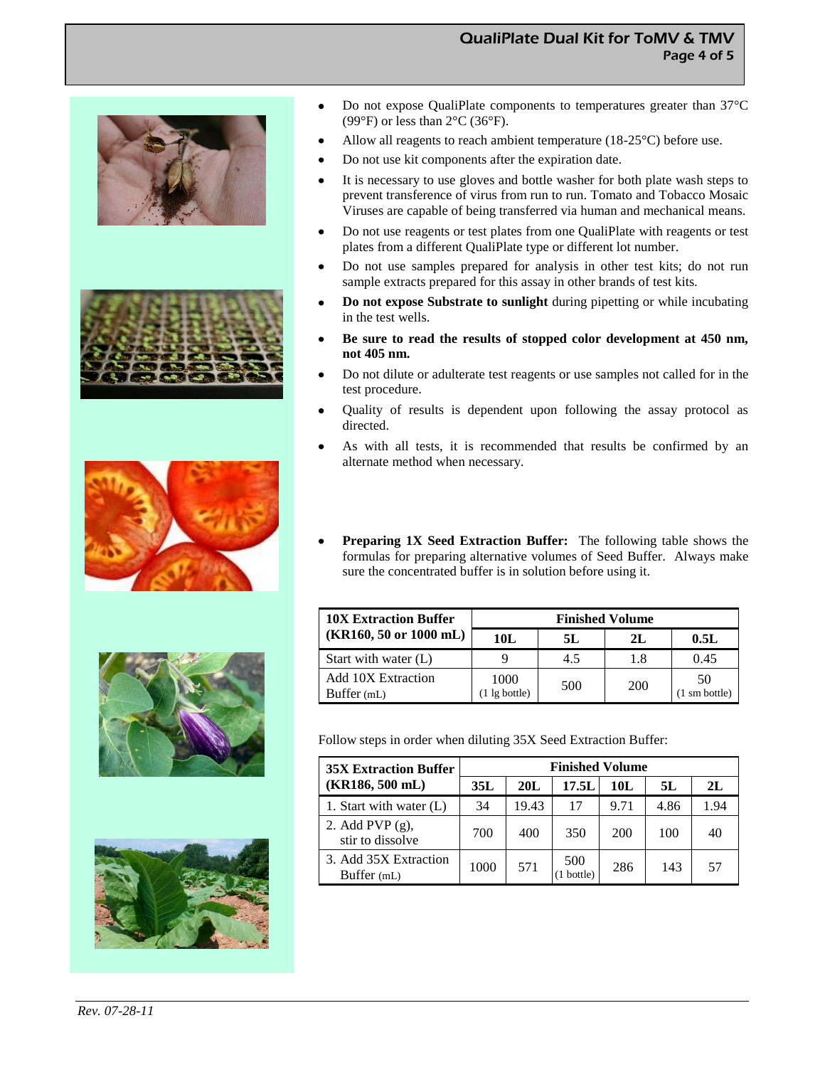- Do not expose QualiPlate components to temperatures greater than 37°C (99°F) or less than 2°C (36°F).
- Allow all reagents to reach ambient temperature (18-25°C) before use.
- Do not use kit components after the expiration date.
- It is necessary to use gloves and bottle washer for both plate wash steps to prevent transference of virus from run to run. Tomato and Tobacco Mosaic Viruses are capable of being transferred via human and mechanical means.
- Do not use reagents or test plates from one QualiPlate with reagents or test plates from a different QualiPlate type or different lot number.
- Do not use samples prepared for analysis in other test kits; do not run sample extracts prepared for this assay in other brands of test kits.
- **Do not expose Substrate to sunlight** during pipetting or while incubating in the test wells.
- **Be sure to read the results of stopped color development at 450 nm, not 405 nm.**
- Do not dilute or adulterate test reagents or use samples not called for in the test procedure.
- Quality of results is dependent upon following the assay protocol as directed.
- As with all tests, it is recommended that results be confirmed by an alternate method when necessary.

- **Preparing 1X Seed Extraction Buffer:** The following table shows the formulas for preparing alternative volumes of Seed Buffer. Always make sure the concentrated buffer is in solution before using it.

| 10X Extraction Buffer (KR160, 50 or 1000 mL) | Finished Volume | | | |
|---|---|---|---|---|
| | 10L | 5L | 2L | 0.5L |
| Start with water (L) | 9 | 4.5 | 1.8 | 0.45 |
| Add 10X Extraction Buffer (mL) | 1000 (1 lg bottle) | 500 | 200 | 50 (1 sm bottle) |

Follow steps in order when diluting 35X Seed Extraction Buffer:

| 35X Extraction Buffer (KR186, 500 mL) | Finished Volume | | | | | |
|---|---|---|---|---|---|---|
| | 35L | 20L | 17.5L | 10L | 5L | 2L |
| 1. Start with water (L) | 34 | 19.43 | 17 | 9.71 | 4.86 | 1.94 |
| 2. Add PVP (g), stir to dissolve | 700 | 400 | 350 | 200 | 100 | 40 |
| 3. Add 35X Extraction Buffer (mL) | 1000 | 571 | 500 (1 bottle) | 286 | 143 | 57 |

*Rev. 07-28-11*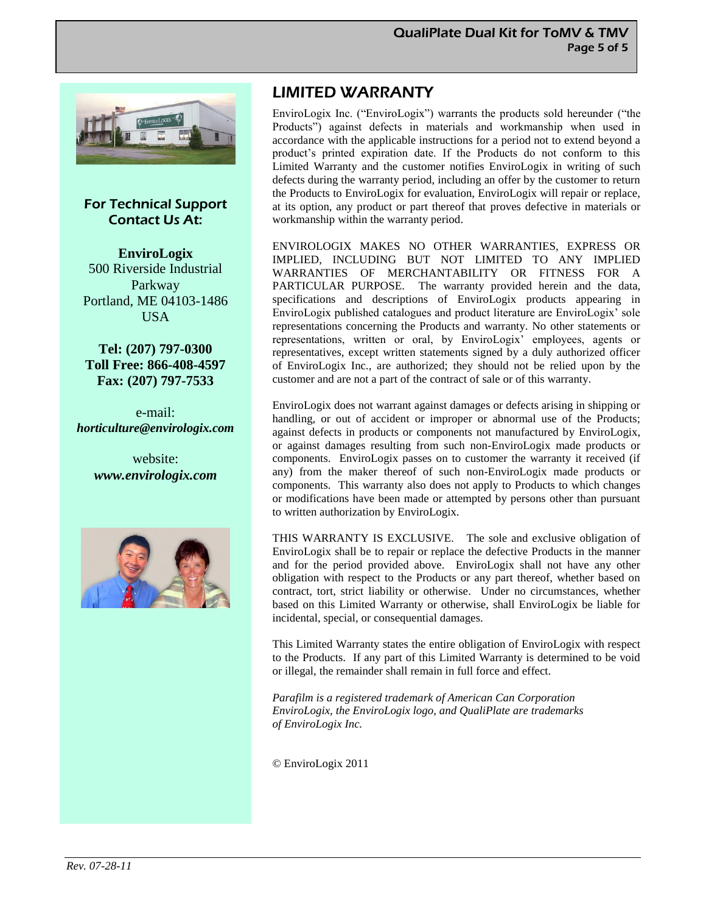**For Technical Support Contact Us At:**

**EnviroLogix**
500 Riverside Industrial Parkway
Portland, ME 04103-1486
USA

**Tel: (207) 797-0300**
**Toll Free: 866-408-4597**
**Fax: (207) 797-7533**

e-mail:
***horticulture@envirologix.com***

website:
***www.envirologix.com***

## LIMITED WARRANTY

EnviroLogix Inc. ("EnviroLogix") warrants the products sold hereunder ("the Products") against defects in materials and workmanship when used in accordance with the applicable instructions for a period not to extend beyond a product's printed expiration date. If the Products do not conform to this Limited Warranty and the customer notifies EnviroLogix in writing of such defects during the warranty period, including an offer by the customer to return the Products to EnviroLogix for evaluation, EnviroLogix will repair or replace, at its option, any product or part thereof that proves defective in materials or workmanship within the warranty period.

ENVIROLOGIX MAKES NO OTHER WARRANTIES, EXPRESS OR IMPLIED, INCLUDING BUT NOT LIMITED TO ANY IMPLIED WARRANTIES OF MERCHANTABILITY OR FITNESS FOR A PARTICULAR PURPOSE. The warranty provided herein and the data, specifications and descriptions of EnviroLogix products appearing in EnviroLogix published catalogues and product literature are EnviroLogix' sole representations concerning the Products and warranty. No other statements or representations, written or oral, by EnviroLogix' employees, agents or representatives, except written statements signed by a duly authorized officer of EnviroLogix Inc., are authorized; they should not be relied upon by the customer and are not a part of the contract of sale or of this warranty.

EnviroLogix does not warrant against damages or defects arising in shipping or handling, or out of accident or improper or abnormal use of the Products; against defects in products or components not manufactured by EnviroLogix, or against damages resulting from such non-EnviroLogix made products or components. EnviroLogix passes on to customer the warranty it received (if any) from the maker thereof of such non-EnviroLogix made products or components. This warranty also does not apply to Products to which changes or modifications have been made or attempted by persons other than pursuant to written authorization by EnviroLogix.

THIS WARRANTY IS EXCLUSIVE. The sole and exclusive obligation of EnviroLogix shall be to repair or replace the defective Products in the manner and for the period provided above. EnviroLogix shall not have any other obligation with respect to the Products or any part thereof, whether based on contract, tort, strict liability or otherwise. Under no circumstances, whether based on this Limited Warranty or otherwise, shall EnviroLogix be liable for incidental, special, or consequential damages.

This Limited Warranty states the entire obligation of EnviroLogix with respect to the Products. If any part of this Limited Warranty is determined to be void or illegal, the remainder shall remain in full force and effect.

*Parafilm is a registered trademark of American Can Corporation*
*EnviroLogix, the EnviroLogix logo, and QualiPlate are trademarks of EnviroLogix Inc.*

© EnviroLogix 2011

*Rev. 07-28-11*